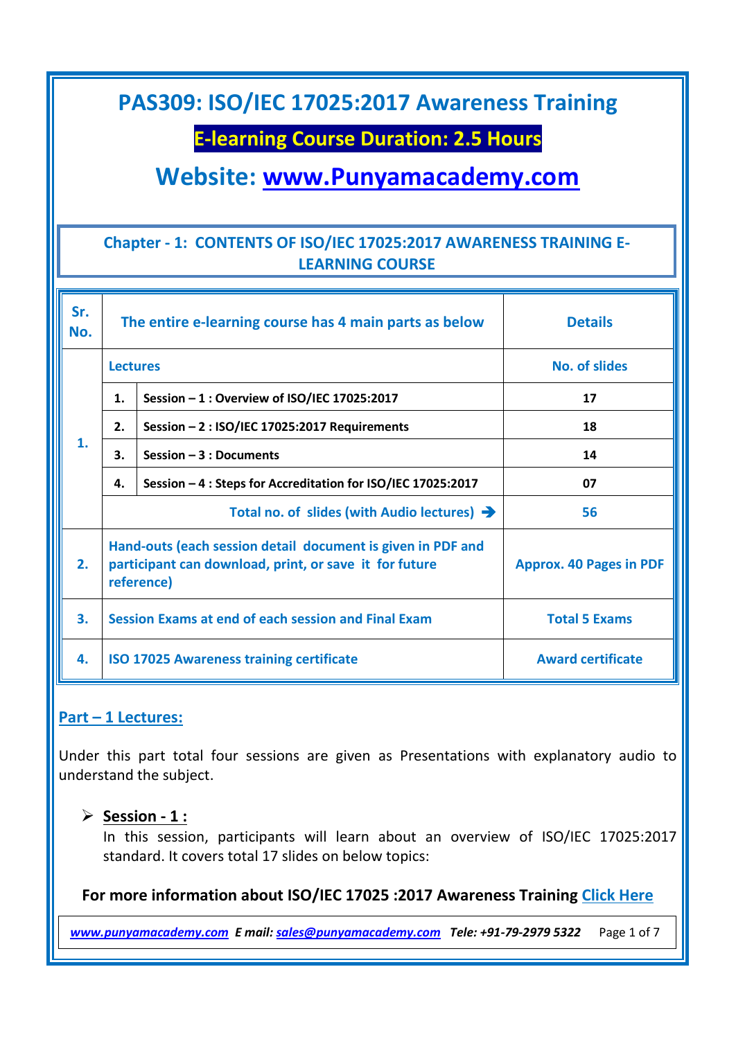# PAS309: ISO/IEC 17025:2017 Awareness Training

## E-learning Course Duration: 2.5 Hours

## Website: [www.Punyamacademy.com](www.Punyamacademy.com)

### Chapter - 1: CONTENTS OF ISO/IEC 17025:2017 AWARENESS TRAINING E-LEARNING COURSE

| Sr. No. | The entire e-learning course has 4 main parts as below | | Details |
|---|---|---|---|
| 1. | Lectures | | No. of slides |
| | 1. | Session – 1 : Overview of ISO/IEC 17025:2017 | 17 |
| | 2. | Session – 2 : ISO/IEC 17025:2017 Requirements | 18 |
| | 3. | Session – 3 : Documents | 14 |
| | 4. | Session – 4 : Steps for Accreditation for ISO/IEC 17025:2017 | 07 |
| | Total no. of slides (with Audio lectures) ➔ | | 56 |
| 2. | Hand-outs (each session detail document is given in PDF and participant can download, print, or save it for future reference) | | Approx. 40 Pages in PDF |
| 3. | Session Exams at end of each session and Final Exam | | Total 5 Exams |
| 4. | ISO 17025 Awareness training certificate | | Award certificate |

**Part – 1 Lectures:**

Under this part total four sessions are given as Presentations with explanatory audio to understand the subject.

- **Session - 1 :**
  In this session, participants will learn about an overview of ISO/IEC 17025:2017 standard. It covers total 17 slides on below topics:

**For more information about ISO/IEC 17025 :2017 Awareness Training Click Here**

*www.punyamacademy.com E mail: sales@punyamacademy.com Tele: +91-79-2979 5322*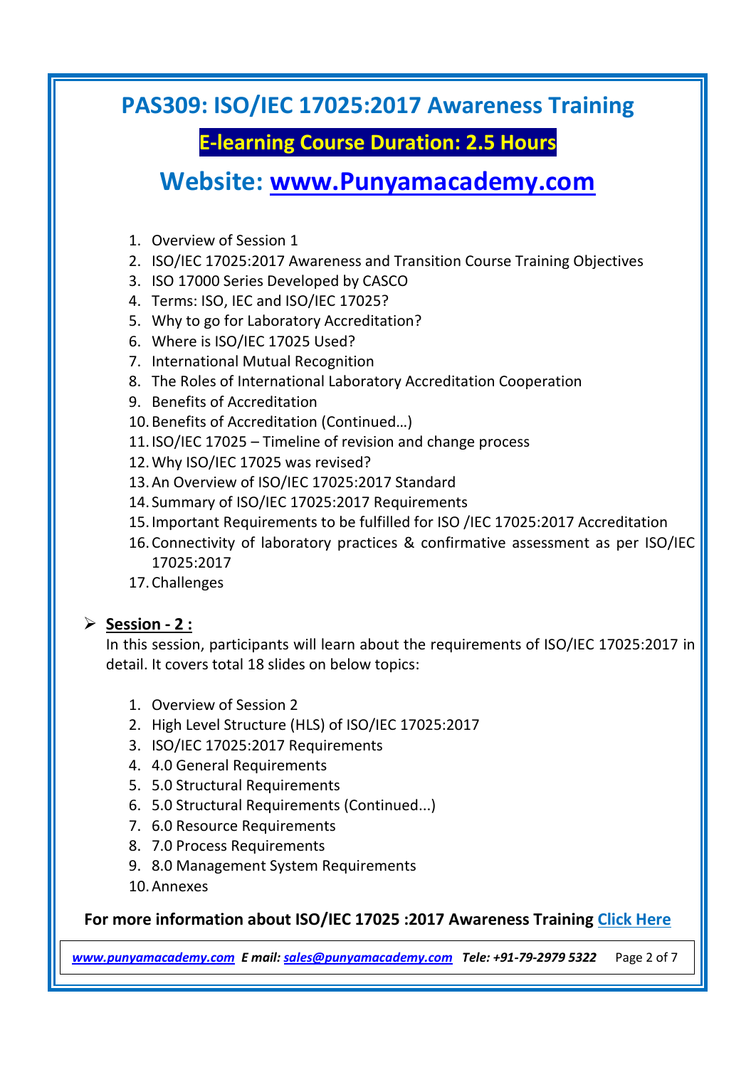# PAS309: ISO/IEC 17025:2017 Awareness Training

## E-learning Course Duration: 2.5 Hours

## Website: [www.Punyamacademy.com](http://www.Punyamacademy.com)

1. Overview of Session 1
2. ISO/IEC 17025:2017 Awareness and Transition Course Training Objectives
3. ISO 17000 Series Developed by CASCO
4. Terms: ISO, IEC and ISO/IEC 17025?
5. Why to go for Laboratory Accreditation?
6. Where is ISO/IEC 17025 Used?
7. International Mutual Recognition
8. The Roles of International Laboratory Accreditation Cooperation
9. Benefits of Accreditation
10. Benefits of Accreditation (Continued…)
11. ISO/IEC 17025 – Timeline of revision and change process
12. Why ISO/IEC 17025 was revised?
13. An Overview of ISO/IEC 17025:2017 Standard
14. Summary of ISO/IEC 17025:2017 Requirements
15. Important Requirements to be fulfilled for ISO /IEC 17025:2017 Accreditation
16. Connectivity of laboratory practices & confirmative assessment as per ISO/IEC 17025:2017
17. Challenges

- **Session - 2 :**
  In this session, participants will learn about the requirements of ISO/IEC 17025:2017 in detail. It covers total 18 slides on below topics:

1. Overview of Session 2
2. High Level Structure (HLS) of ISO/IEC 17025:2017
3. ISO/IEC 17025:2017 Requirements
4. 4.0 General Requirements
5. 5.0 Structural Requirements
6. 5.0 Structural Requirements (Continued...)
7. 6.0 Resource Requirements
8. 7.0 Process Requirements
9. 8.0 Management System Requirements
10. Annexes

**For more information about ISO/IEC 17025 :2017 Awareness Training Click Here**

*www.punyamacademy.com* ***E mail:*** *sales@punyamacademy.com* ***Tele: +91-79-2979 5322***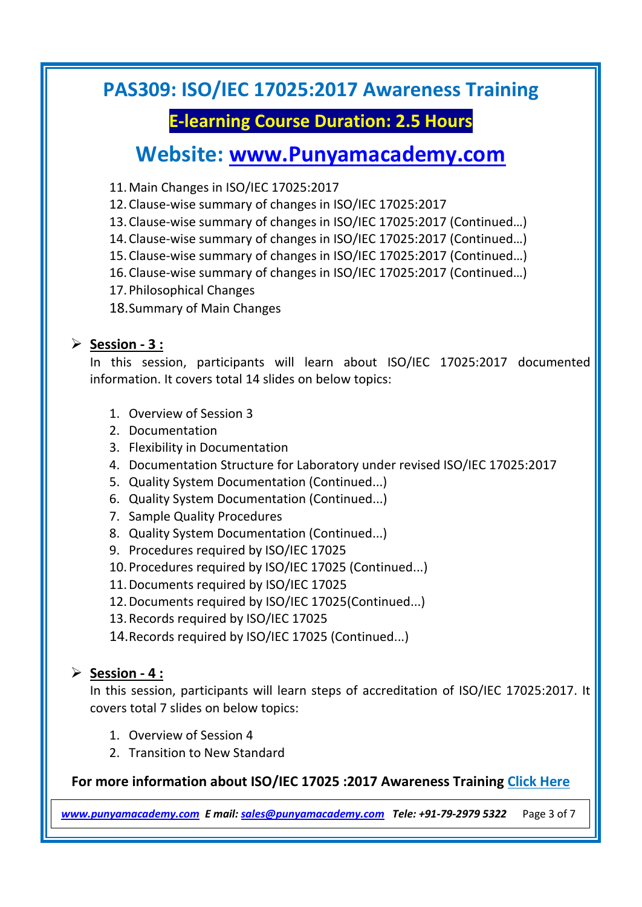# PAS309: ISO/IEC 17025:2017 Awareness Training

**E-learning Course Duration: 2.5 Hours**

## Website: [www.Punyamacademy.com](http://www.Punyamacademy.com)

11. Main Changes in ISO/IEC 17025:2017
12. Clause-wise summary of changes in ISO/IEC 17025:2017
13. Clause-wise summary of changes in ISO/IEC 17025:2017 (Continued…)
14. Clause-wise summary of changes in ISO/IEC 17025:2017 (Continued…)
15. Clause-wise summary of changes in ISO/IEC 17025:2017 (Continued…)
16. Clause-wise summary of changes in ISO/IEC 17025:2017 (Continued…)
17. Philosophical Changes
18. Summary of Main Changes

- **Session - 3 :**

  In this session, participants will learn about ISO/IEC 17025:2017 documented information. It covers total 14 slides on below topics:

  1. Overview of Session 3
  2. Documentation
  3. Flexibility in Documentation
  4. Documentation Structure for Laboratory under revised ISO/IEC 17025:2017
  5. Quality System Documentation (Continued...)
  6. Quality System Documentation (Continued...)
  7. Sample Quality Procedures
  8. Quality System Documentation (Continued...)
  9. Procedures required by ISO/IEC 17025
  10. Procedures required by ISO/IEC 17025 (Continued...)
  11. Documents required by ISO/IEC 17025
  12. Documents required by ISO/IEC 17025(Continued...)
  13. Records required by ISO/IEC 17025
  14. Records required by ISO/IEC 17025 (Continued...)

- **Session - 4 :**

  In this session, participants will learn steps of accreditation of ISO/IEC 17025:2017. It covers total 7 slides on below topics:

  1. Overview of Session 4
  2. Transition to New Standard

**For more information about ISO/IEC 17025 :2017 Awareness Training Click Here**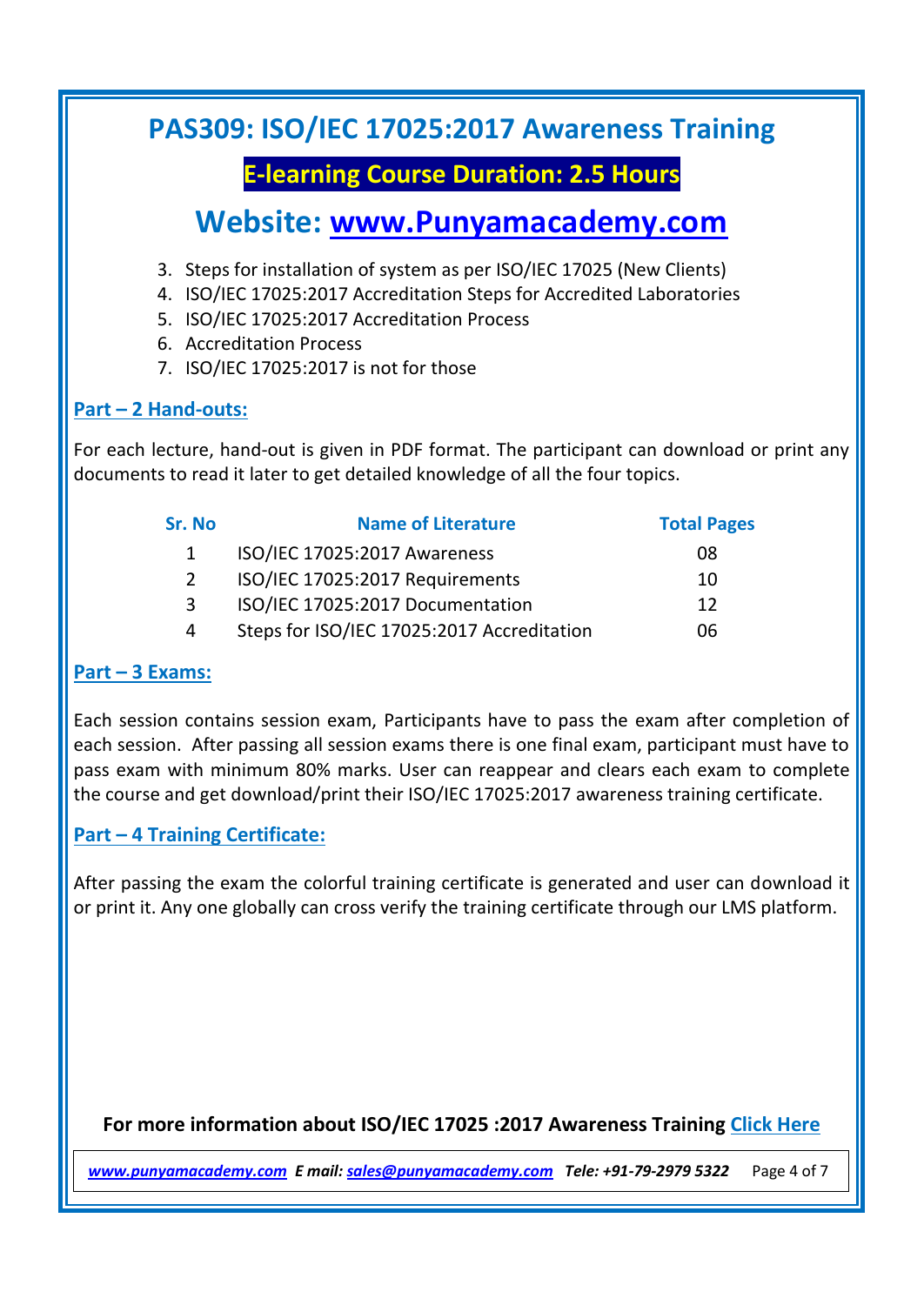# PAS309: ISO/IEC 17025:2017 Awareness Training

## E-learning Course Duration: 2.5 Hours

## Website: [www.Punyamacademy.com](http://www.Punyamacademy.com)

3. Steps for installation of system as per ISO/IEC 17025 (New Clients)
4. ISO/IEC 17025:2017 Accreditation Steps for Accredited Laboratories
5. ISO/IEC 17025:2017 Accreditation Process
6. Accreditation Process
7. ISO/IEC 17025:2017 is not for those

### Part – 2 Hand-outs:

For each lecture, hand-out is given in PDF format. The participant can download or print any documents to read it later to get detailed knowledge of all the four topics.

| Sr. No | Name of Literature | Total Pages |
|---|---|---|
| 1 | ISO/IEC 17025:2017 Awareness | 08 |
| 2 | ISO/IEC 17025:2017 Requirements | 10 |
| 3 | ISO/IEC 17025:2017 Documentation | 12 |
| 4 | Steps for ISO/IEC 17025:2017 Accreditation | 06 |

### Part – 3 Exams:

Each session contains session exam, Participants have to pass the exam after completion of each session. After passing all session exams there is one final exam, participant must have to pass exam with minimum 80% marks. User can reappear and clears each exam to complete the course and get download/print their ISO/IEC 17025:2017 awareness training certificate.

### Part – 4 Training Certificate:

After passing the exam the colorful training certificate is generated and user can download it or print it. Any one globally can cross verify the training certificate through our LMS platform.

**For more information about ISO/IEC 17025 :2017 Awareness Training Click Here**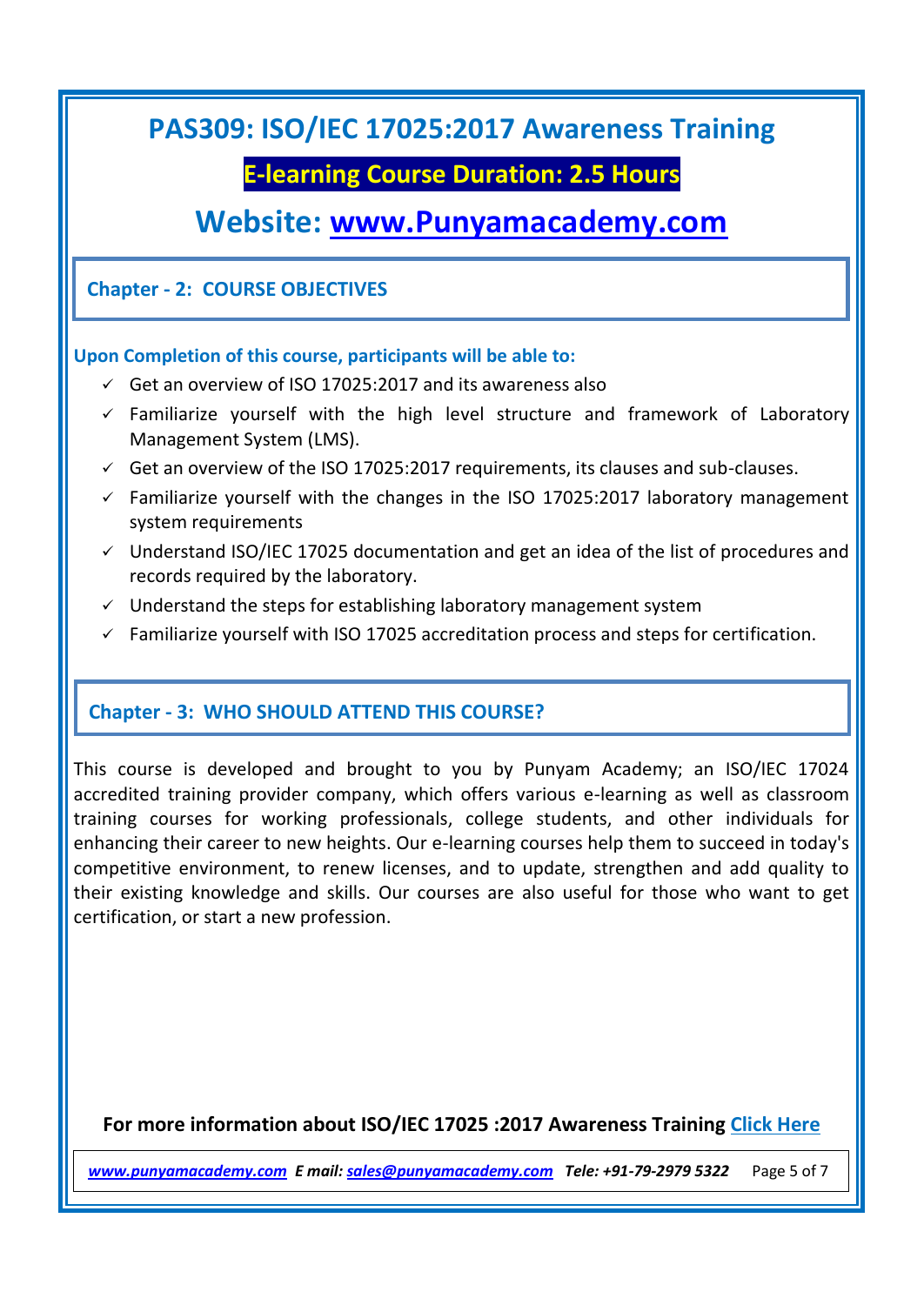# PAS309: ISO/IEC 17025:2017 Awareness Training

**E-learning Course Duration: 2.5 Hours**

## Website: www.Punyamacademy.com

### Chapter - 2: COURSE OBJECTIVES

**Upon Completion of this course, participants will be able to:**

- ✓ Get an overview of ISO 17025:2017 and its awareness also
- ✓ Familiarize yourself with the high level structure and framework of Laboratory Management System (LMS).
- ✓ Get an overview of the ISO 17025:2017 requirements, its clauses and sub-clauses.
- ✓ Familiarize yourself with the changes in the ISO 17025:2017 laboratory management system requirements
- ✓ Understand ISO/IEC 17025 documentation and get an idea of the list of procedures and records required by the laboratory.
- ✓ Understand the steps for establishing laboratory management system
- ✓ Familiarize yourself with ISO 17025 accreditation process and steps for certification.

### Chapter - 3: WHO SHOULD ATTEND THIS COURSE?

This course is developed and brought to you by Punyam Academy; an ISO/IEC 17024 accredited training provider company, which offers various e-learning as well as classroom training courses for working professionals, college students, and other individuals for enhancing their career to new heights. Our e-learning courses help them to succeed in today's competitive environment, to renew licenses, and to update, strengthen and add quality to their existing knowledge and skills. Our courses are also useful for those who want to get certification, or start a new profession.

**For more information about ISO/IEC 17025 :2017 Awareness Training Click Here**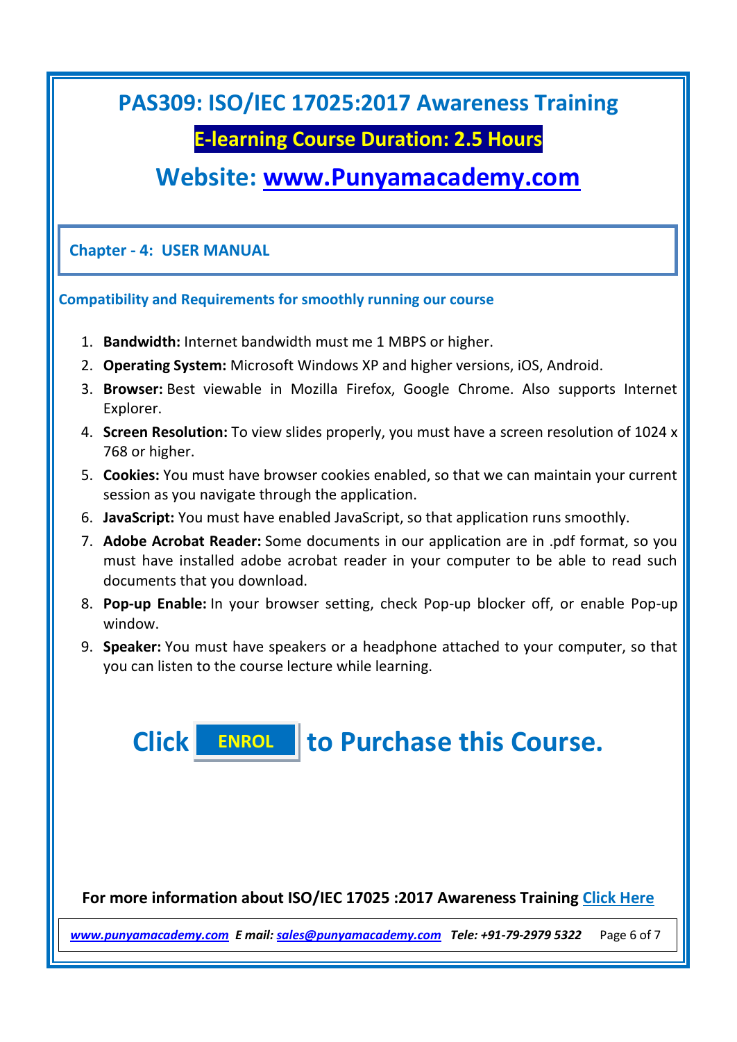# PAS309: ISO/IEC 17025:2017 Awareness Training

## E-learning Course Duration: 2.5 Hours

## Website: www.Punyamacademy.com

### Chapter - 4: USER MANUAL

**Compatibility and Requirements for smoothly running our course**

1. **Bandwidth:** Internet bandwidth must me 1 MBPS or higher.
2. **Operating System:** Microsoft Windows XP and higher versions, iOS, Android.
3. **Browser:** Best viewable in Mozilla Firefox, Google Chrome. Also supports Internet Explorer.
4. **Screen Resolution:** To view slides properly, you must have a screen resolution of 1024 x 768 or higher.
5. **Cookies:** You must have browser cookies enabled, so that we can maintain your current session as you navigate through the application.
6. **JavaScript:** You must have enabled JavaScript, so that application runs smoothly.
7. **Adobe Acrobat Reader:** Some documents in our application are in .pdf format, so you must have installed adobe acrobat reader in your computer to be able to read such documents that you download.
8. **Pop-up Enable:** In your browser setting, check Pop-up blocker off, or enable Pop-up window.
9. **Speaker:** You must have speakers or a headphone attached to your computer, so that you can listen to the course lecture while learning.

## Click ENROL to Purchase this Course.

**For more information about ISO/IEC 17025 :2017 Awareness Training Click Here**

*www.punyamacademy.com E mail: sales@punyamacademy.com Tele: +91-79-2979 5322*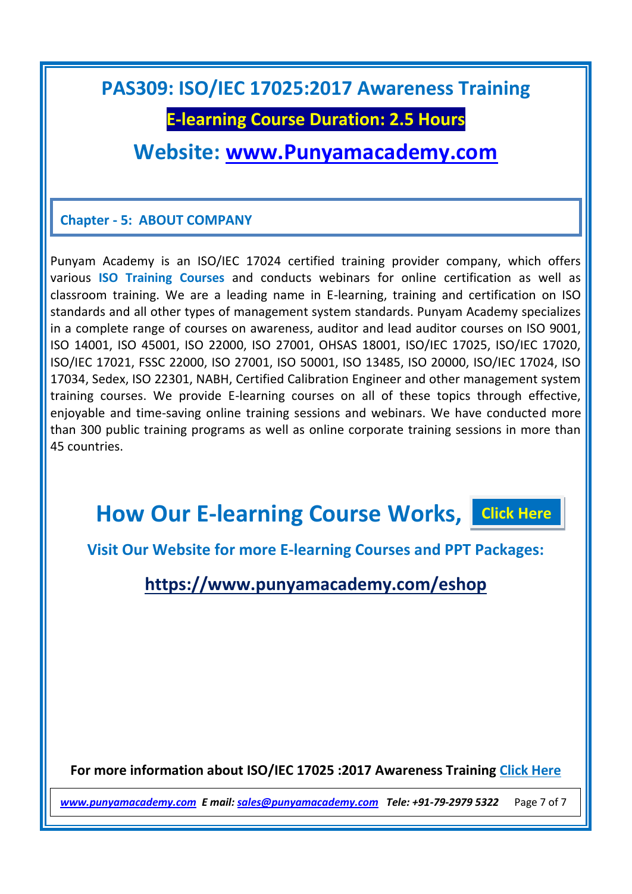# PAS309: ISO/IEC 17025:2017 Awareness Training

**E-learning Course Duration: 2.5 Hours**

## Website: [www.Punyamacademy.com](http://www.Punyamacademy.com)

### Chapter - 5: ABOUT COMPANY

Punyam Academy is an ISO/IEC 17024 certified training provider company, which offers various **ISO Training Courses** and conducts webinars for online certification as well as classroom training. We are a leading name in E-learning, training and certification on ISO standards and all other types of management system standards. Punyam Academy specializes in a complete range of courses on awareness, auditor and lead auditor courses on ISO 9001, ISO 14001, ISO 45001, ISO 22000, ISO 27001, OHSAS 18001, ISO/IEC 17025, ISO/IEC 17020, ISO/IEC 17021, FSSC 22000, ISO 27001, ISO 50001, ISO 13485, ISO 20000, ISO/IEC 17024, ISO 17034, Sedex, ISO 22301, NABH, Certified Calibration Engineer and other management system training courses. We provide E-learning courses on all of these topics through effective, enjoyable and time-saving online training sessions and webinars. We have conducted more than 300 public training programs as well as online corporate training sessions in more than 45 countries.

## How Our E-learning Course Works, **Click Here**

**Visit Our Website for more E-learning Courses and PPT Packages:**

**[https://www.punyamacademy.com/eshop](https://www.punyamacademy.com/eshop)**

**For more information about ISO/IEC 17025 :2017 Awareness Training Click Here**

*www.punyamacademy.com* ***E mail:*** *sales@punyamacademy.com* ***Tele: +91-79-2979 5322***